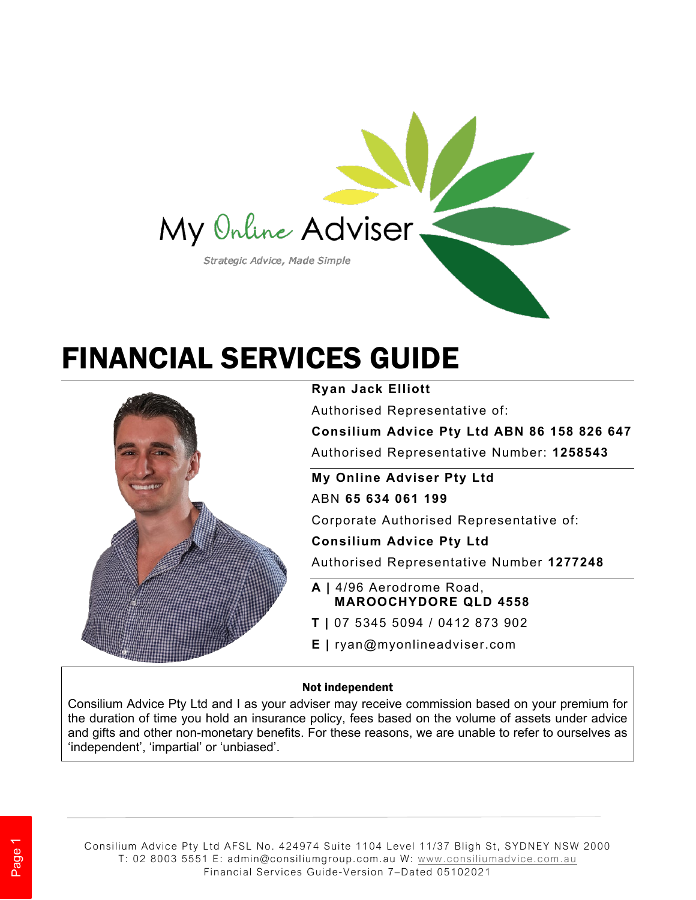My Online Adviser

*Strategic Advice, Made Simple*

# FINANCIAL SERVICES GUIDE

**Ryan Jack Elliott**

Authorised Representative of:

**Consilium Advice Pty Ltd ABN 86 158 826 647**

Authorised Representative Number: **1258543**

**My Online Adviser Pty Ltd**

ABN **65 634 061 199**

Corporate Authorised Representative of:

**Consilium Advice Pty Ltd**

Authorised Representative Number **1277248**

**A |** 4/96 Aerodrome Road, **MAROOCHYDORE QLD 4558**

**T |** 07 5345 5094 / 0412 873 902

**E |** ryan@myonlineadviser.com

**Not independent**

Consilium Advice Pty Ltd and I as your adviser may receive commission based on your premium for the duration of time you hold an insurance policy, fees based on the volume of assets under advice and gifts and other non-monetary benefits. For these reasons, we are unable to refer to ourselves as 'independent', 'impartial' or 'unbiased'.

Consilium Advice Pty Ltd AFSL No. 424974 Suite 1104 Level 11/37 Bligh St, SYDNEY NSW 2000
T: 02 8003 5551 E: admin@consiliumgroup.com.au W: www.consiliumadvice.com.au
Financial Services Guide-Version 7–Dated 05102021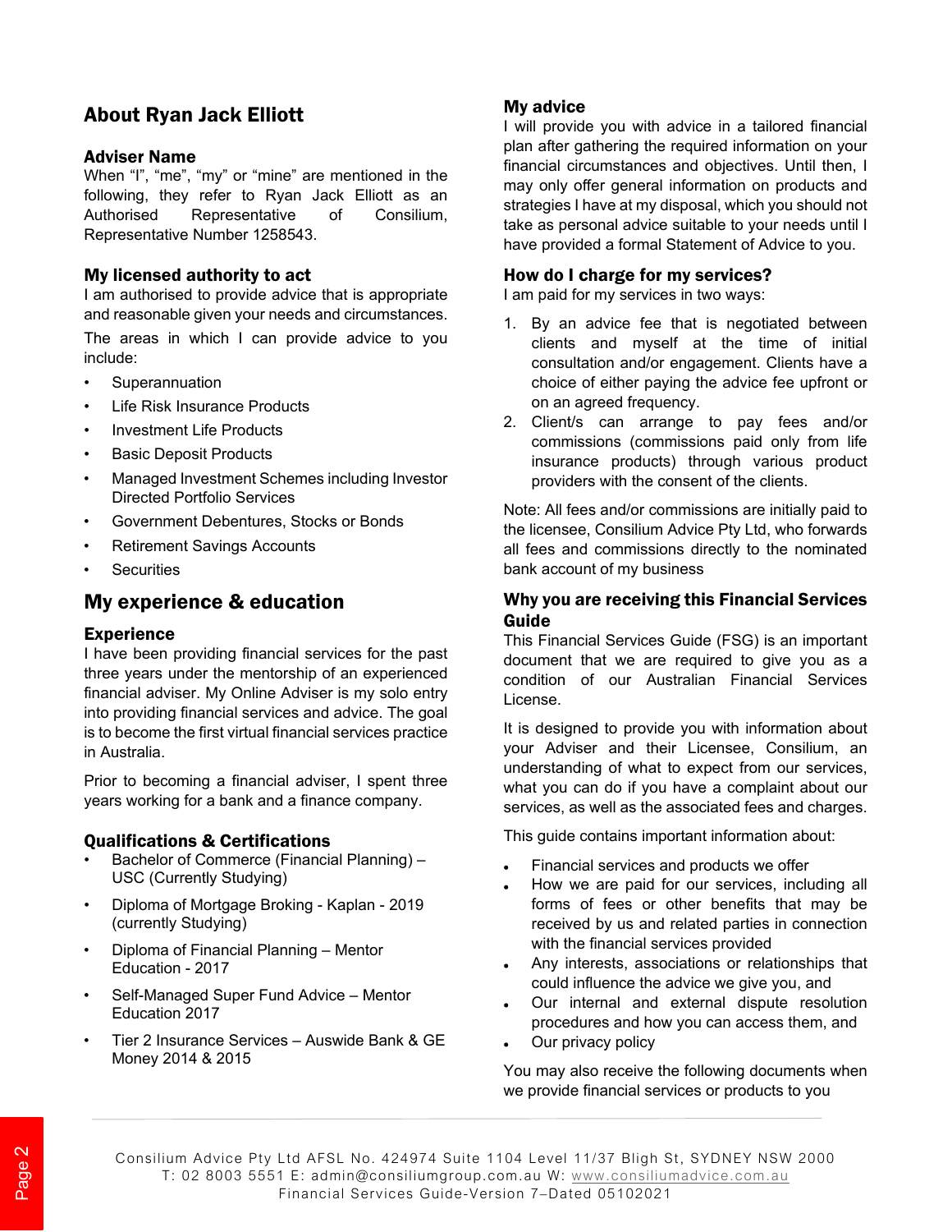## About Ryan Jack Elliott

### Adviser Name

When "I", "me", "my" or "mine" are mentioned in the following, they refer to Ryan Jack Elliott as an Authorised Representative of Consilium, Representative Number 1258543.

### My licensed authority to act

I am authorised to provide advice that is appropriate and reasonable given your needs and circumstances.

The areas in which I can provide advice to you include:

- Superannuation
- Life Risk Insurance Products
- Investment Life Products
- Basic Deposit Products
- Managed Investment Schemes including Investor Directed Portfolio Services
- Government Debentures, Stocks or Bonds
- Retirement Savings Accounts
- Securities

## My experience & education

### Experience

I have been providing financial services for the past three years under the mentorship of an experienced financial adviser. My Online Adviser is my solo entry into providing financial services and advice. The goal is to become the first virtual financial services practice in Australia.

Prior to becoming a financial adviser, I spent three years working for a bank and a finance company.

### Qualifications & Certifications

- Bachelor of Commerce (Financial Planning) – USC (Currently Studying)
- Diploma of Mortgage Broking - Kaplan - 2019 (currently Studying)
- Diploma of Financial Planning – Mentor Education - 2017
- Self-Managed Super Fund Advice – Mentor Education 2017
- Tier 2 Insurance Services – Auswide Bank & GE Money 2014 & 2015

### My advice

I will provide you with advice in a tailored financial plan after gathering the required information on your financial circumstances and objectives. Until then, I may only offer general information on products and strategies I have at my disposal, which you should not take as personal advice suitable to your needs until I have provided a formal Statement of Advice to you.

### How do I charge for my services?

I am paid for my services in two ways:

1. By an advice fee that is negotiated between clients and myself at the time of initial consultation and/or engagement. Clients have a choice of either paying the advice fee upfront or on an agreed frequency.
2. Client/s can arrange to pay fees and/or commissions (commissions paid only from life insurance products) through various product providers with the consent of the clients.

Note: All fees and/or commissions are initially paid to the licensee, Consilium Advice Pty Ltd, who forwards all fees and commissions directly to the nominated bank account of my business

### Why you are receiving this Financial Services Guide

This Financial Services Guide (FSG) is an important document that we are required to give you as a condition of our Australian Financial Services License.

It is designed to provide you with information about your Adviser and their Licensee, Consilium, an understanding of what to expect from our services, what you can do if you have a complaint about our services, as well as the associated fees and charges.

This guide contains important information about:

- Financial services and products we offer
- How we are paid for our services, including all forms of fees or other benefits that may be received by us and related parties in connection with the financial services provided
- Any interests, associations or relationships that could influence the advice we give you, and
- Our internal and external dispute resolution procedures and how you can access them, and
- Our privacy policy

You may also receive the following documents when we provide financial services or products to you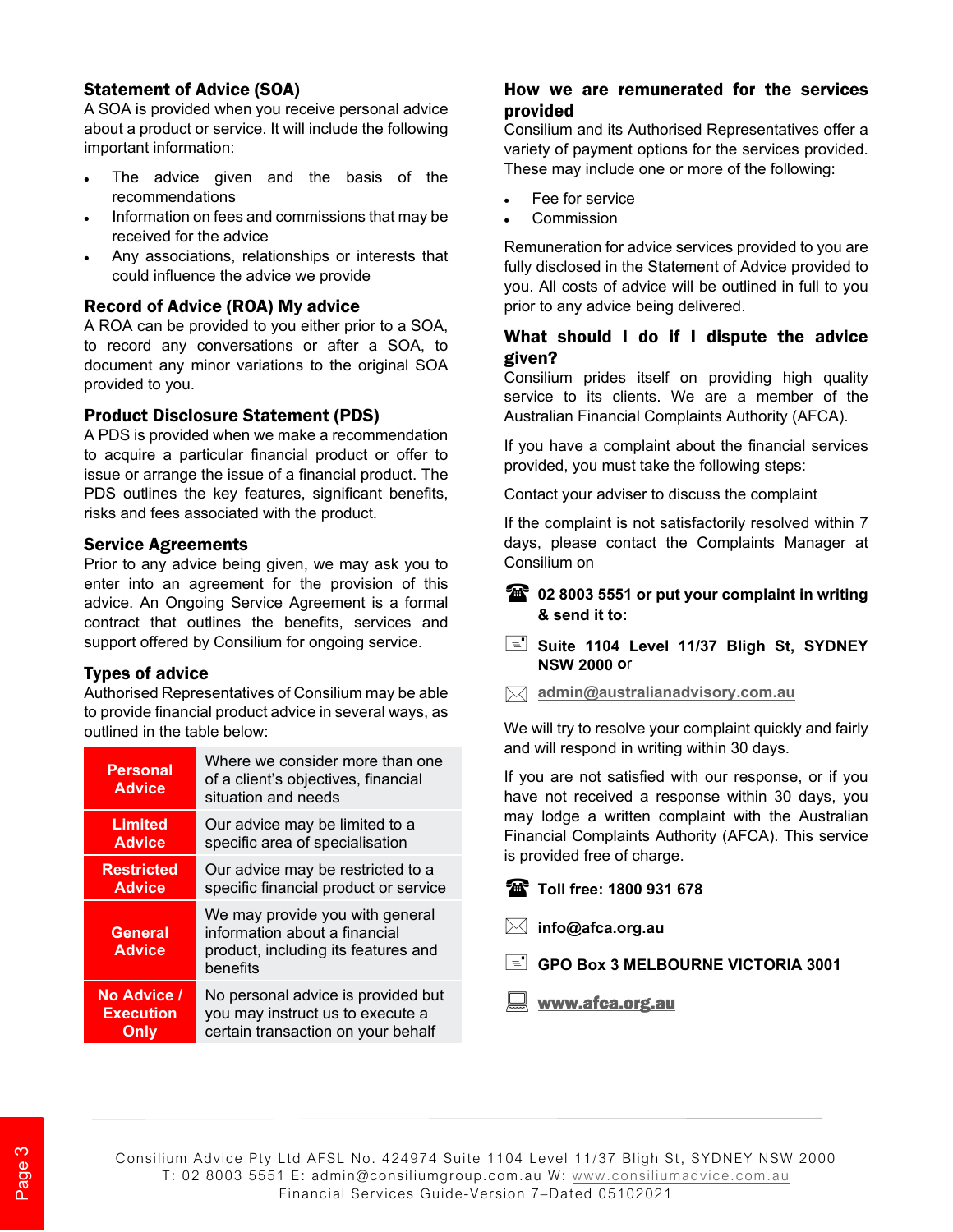## Statement of Advice (SOA)

A SOA is provided when you receive personal advice about a product or service. It will include the following important information:

- The advice given and the basis of the recommendations
- Information on fees and commissions that may be received for the advice
- Any associations, relationships or interests that could influence the advice we provide

## Record of Advice (ROA) My advice

A ROA can be provided to you either prior to a SOA, to record any conversations or after a SOA, to document any minor variations to the original SOA provided to you.

## Product Disclosure Statement (PDS)

A PDS is provided when we make a recommendation to acquire a particular financial product or offer to issue or arrange the issue of a financial product. The PDS outlines the key features, significant benefits, risks and fees associated with the product.

## Service Agreements

Prior to any advice being given, we may ask you to enter into an agreement for the provision of this advice. An Ongoing Service Agreement is a formal contract that outlines the benefits, services and support offered by Consilium for ongoing service.

## Types of advice

Authorised Representatives of Consilium may be able to provide financial product advice in several ways, as outlined in the table below:

| | |
|---|---|
| **Personal Advice** | Where we consider more than one of a client's objectives, financial situation and needs |
| **Limited Advice** | Our advice may be limited to a specific area of specialisation |
| **Restricted Advice** | Our advice may be restricted to a specific financial product or service |
| **General Advice** | We may provide you with general information about a financial product, including its features and benefits |
| **No Advice / Execution Only** | No personal advice is provided but you may instruct us to execute a certain transaction on your behalf |

## How we are remunerated for the services provided

Consilium and its Authorised Representatives offer a variety of payment options for the services provided. These may include one or more of the following:

- Fee for service
- Commission

Remuneration for advice services provided to you are fully disclosed in the Statement of Advice provided to you. All costs of advice will be outlined in full to you prior to any advice being delivered.

## What should I do if I dispute the advice given?

Consilium prides itself on providing high quality service to its clients. We are a member of the Australian Financial Complaints Authority (AFCA).

If you have a complaint about the financial services provided, you must take the following steps:

Contact your adviser to discuss the complaint

If the complaint is not satisfactorily resolved within 7 days, please contact the Complaints Manager at Consilium on

**02 8003 5551 or put your complaint in writing & send it to:**

**Suite 1104 Level 11/37 Bligh St, SYDNEY NSW 2000** or

**admin@australianadvisory.com.au**

We will try to resolve your complaint quickly and fairly and will respond in writing within 30 days.

If you are not satisfied with our response, or if you have not received a response within 30 days, you may lodge a written complaint with the Australian Financial Complaints Authority (AFCA). This service is provided free of charge.

**Toll free: 1800 931 678**

**info@afca.org.au**

**GPO Box 3 MELBOURNE VICTORIA 3001**

**www.afca.org.au**

Consilium Advice Pty Ltd AFSL No. 424974 Suite 1104 Level 11/37 Bligh St, SYDNEY NSW 2000
T: 02 8003 5551 E: admin@consiliumgroup.com.au W: www.consiliumadvice.com.au
Financial Services Guide-Version 7–Dated 05102021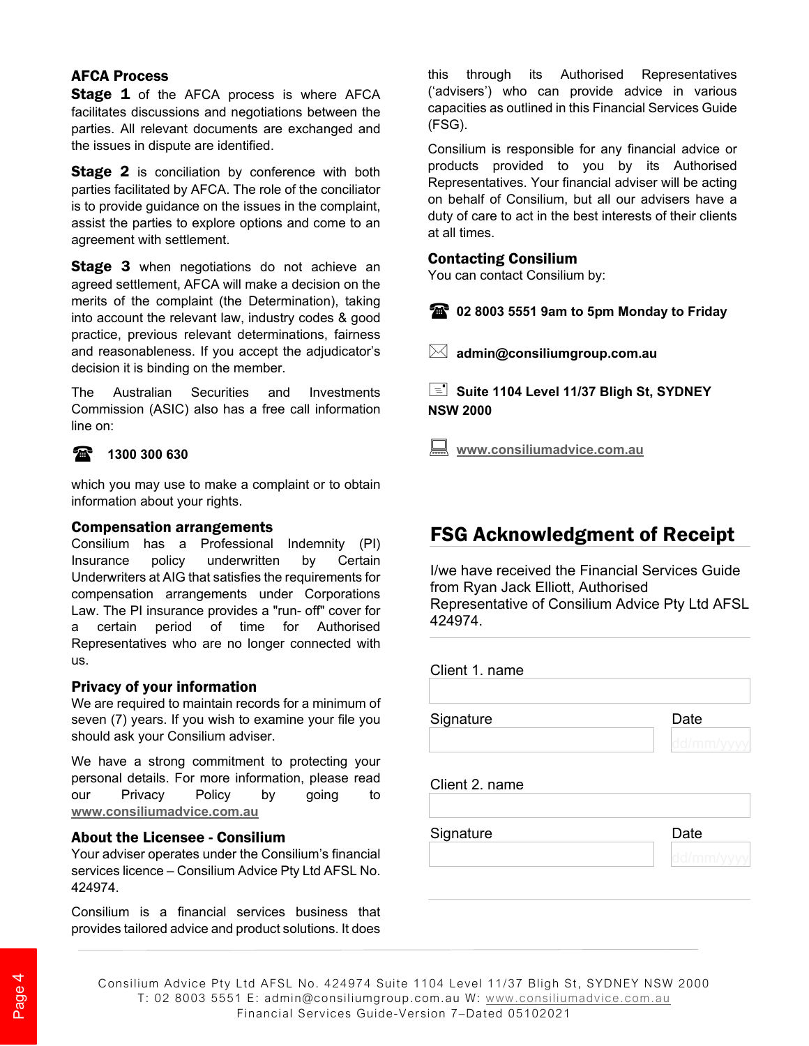### AFCA Process

**Stage 1** of the AFCA process is where AFCA facilitates discussions and negotiations between the parties. All relevant documents are exchanged and the issues in dispute are identified.

**Stage 2** is conciliation by conference with both parties facilitated by AFCA. The role of the conciliator is to provide guidance on the issues in the complaint, assist the parties to explore options and come to an agreement with settlement.

**Stage 3** when negotiations do not achieve an agreed settlement, AFCA will make a decision on the merits of the complaint (the Determination), taking into account the relevant law, industry codes & good practice, previous relevant determinations, fairness and reasonableness. If you accept the adjudicator's decision it is binding on the member.

The Australian Securities and Investments Commission (ASIC) also has a free call information line on:

**1300 300 630**

which you may use to make a complaint or to obtain information about your rights.

### Compensation arrangements

Consilium has a Professional Indemnity (PI) Insurance policy underwritten by Certain Underwriters at AIG that satisfies the requirements for compensation arrangements under Corporations Law. The PI insurance provides a "run- off" cover for a certain period of time for Authorised Representatives who are no longer connected with us.

### Privacy of your information

We are required to maintain records for a minimum of seven (7) years. If you wish to examine your file you should ask your Consilium adviser.

We have a strong commitment to protecting your personal details. For more information, please read our Privacy Policy by going to **www.consiliumadvice.com.au**

### About the Licensee - Consilium

Your adviser operates under the Consilium's financial services licence – Consilium Advice Pty Ltd AFSL No. 424974.

Consilium is a financial services business that provides tailored advice and product solutions. It does this through its Authorised Representatives ('advisers') who can provide advice in various capacities as outlined in this Financial Services Guide (FSG).

Consilium is responsible for any financial advice or products provided to you by its Authorised Representatives. Your financial adviser will be acting on behalf of Consilium, but all our advisers have a duty of care to act in the best interests of their clients at all times.

### Contacting Consilium

You can contact Consilium by:

**02 8003 5551 9am to 5pm Monday to Friday**

**admin@consiliumgroup.com.au**

**Suite 1104 Level 11/37 Bligh St, SYDNEY NSW 2000**

**www.consiliumadvice.com.au**

## FSG Acknowledgment of Receipt

I/we have received the Financial Services Guide from Ryan Jack Elliott, Authorised Representative of Consilium Advice Pty Ltd AFSL 424974.

Client 1. name

Signature　　　Date dd/mm/yyyy

Client 2. name

Signature　　　Date dd/mm/yyyy

Consilium Advice Pty Ltd AFSL No. 424974 Suite 1104 Level 11/37 Bligh St, SYDNEY NSW 2000
T: 02 8003 5551 E: admin@consiliumgroup.com.au W: www.consiliumadvice.com.au
Financial Services Guide-Version 7–Dated 05102021